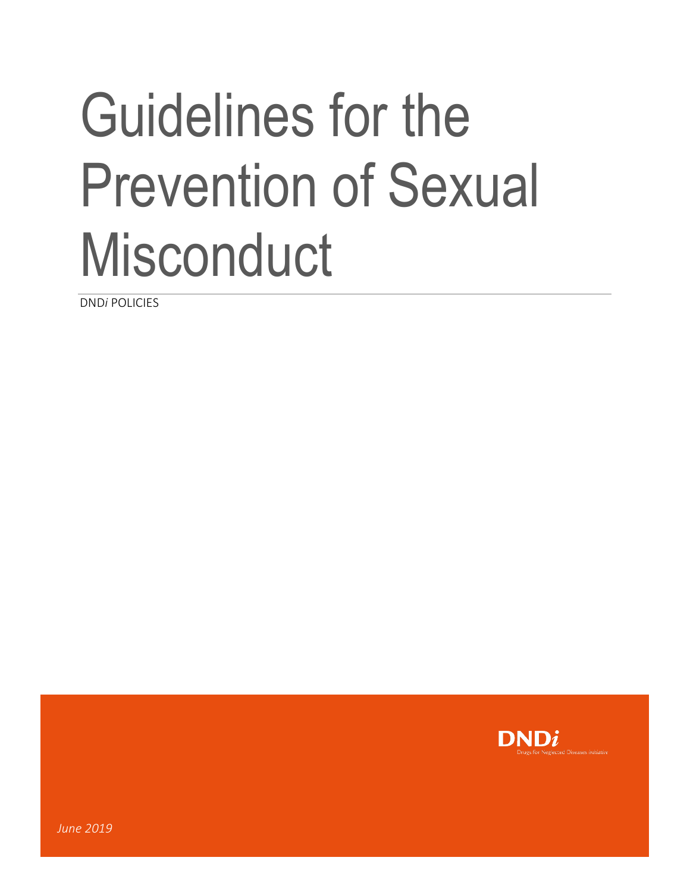# Guidelines for the Prevention of Sexual Misconduct

DND*i* POLICIES

DND*i*
Drugs for Neglected Diseases *initiative*

*June 2019*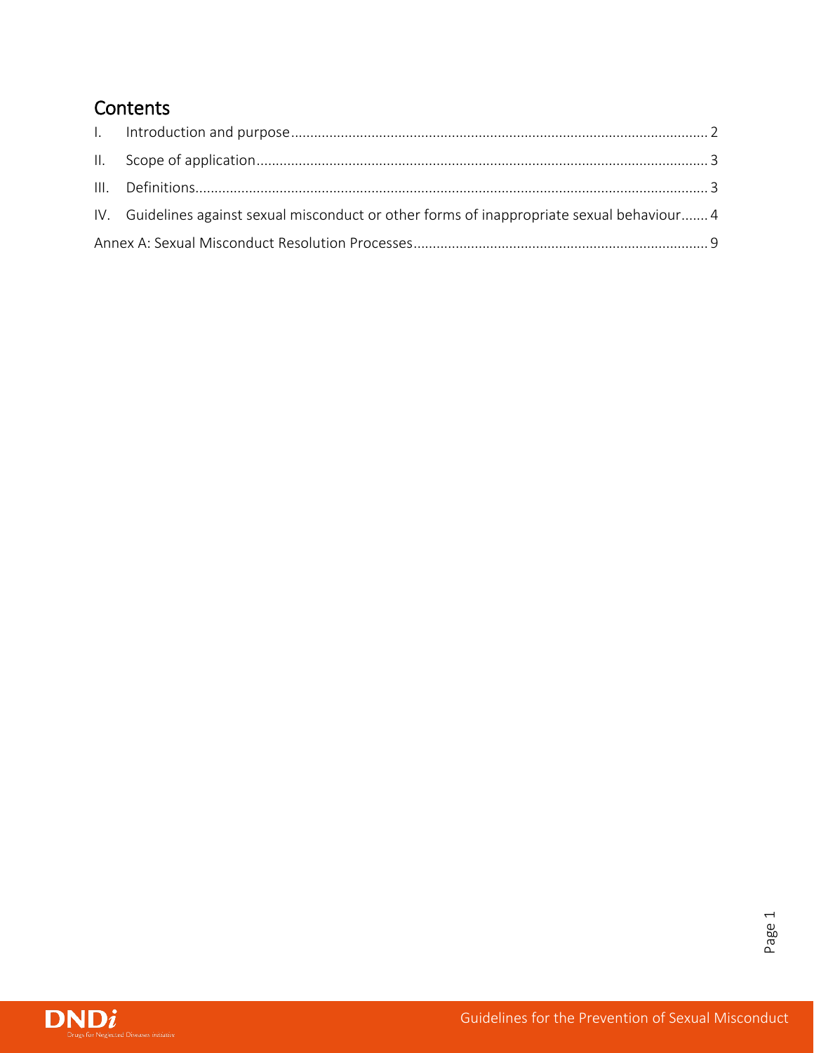## Contents

I. Introduction and purpose .......... 2

II. Scope of application .......... 3

III. Definitions .......... 3

IV. Guidelines against sexual misconduct or other forms of inappropriate sexual behaviour .......... 4

Annex A: Sexual Misconduct Resolution Processes .......... 9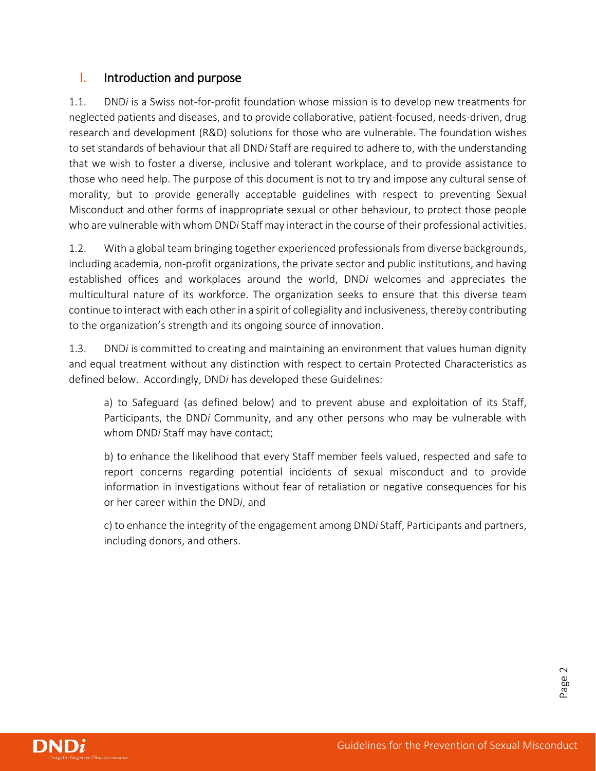## I. Introduction and purpose

1.1. DND*i* is a Swiss not-for-profit foundation whose mission is to develop new treatments for neglected patients and diseases, and to provide collaborative, patient-focused, needs-driven, drug research and development (R&D) solutions for those who are vulnerable. The foundation wishes to set standards of behaviour that all DND*i* Staff are required to adhere to, with the understanding that we wish to foster a diverse, inclusive and tolerant workplace, and to provide assistance to those who need help. The purpose of this document is not to try and impose any cultural sense of morality, but to provide generally acceptable guidelines with respect to preventing Sexual Misconduct and other forms of inappropriate sexual or other behaviour, to protect those people who are vulnerable with whom DND*i* Staff may interact in the course of their professional activities.

1.2. With a global team bringing together experienced professionals from diverse backgrounds, including academia, non-profit organizations, the private sector and public institutions, and having established offices and workplaces around the world, DND*i* welcomes and appreciates the multicultural nature of its workforce. The organization seeks to ensure that this diverse team continue to interact with each other in a spirit of collegiality and inclusiveness, thereby contributing to the organization's strength and its ongoing source of innovation.

1.3. DND*i* is committed to creating and maintaining an environment that values human dignity and equal treatment without any distinction with respect to certain Protected Characteristics as defined below. Accordingly, DND*i* has developed these Guidelines:

a) to Safeguard (as defined below) and to prevent abuse and exploitation of its Staff, Participants, the DND*i* Community, and any other persons who may be vulnerable with whom DND*i* Staff may have contact;

b) to enhance the likelihood that every Staff member feels valued, respected and safe to report concerns regarding potential incidents of sexual misconduct and to provide information in investigations without fear of retaliation or negative consequences for his or her career within the DND*i*, and

c) to enhance the integrity of the engagement among DND*i* Staff, Participants and partners, including donors, and others.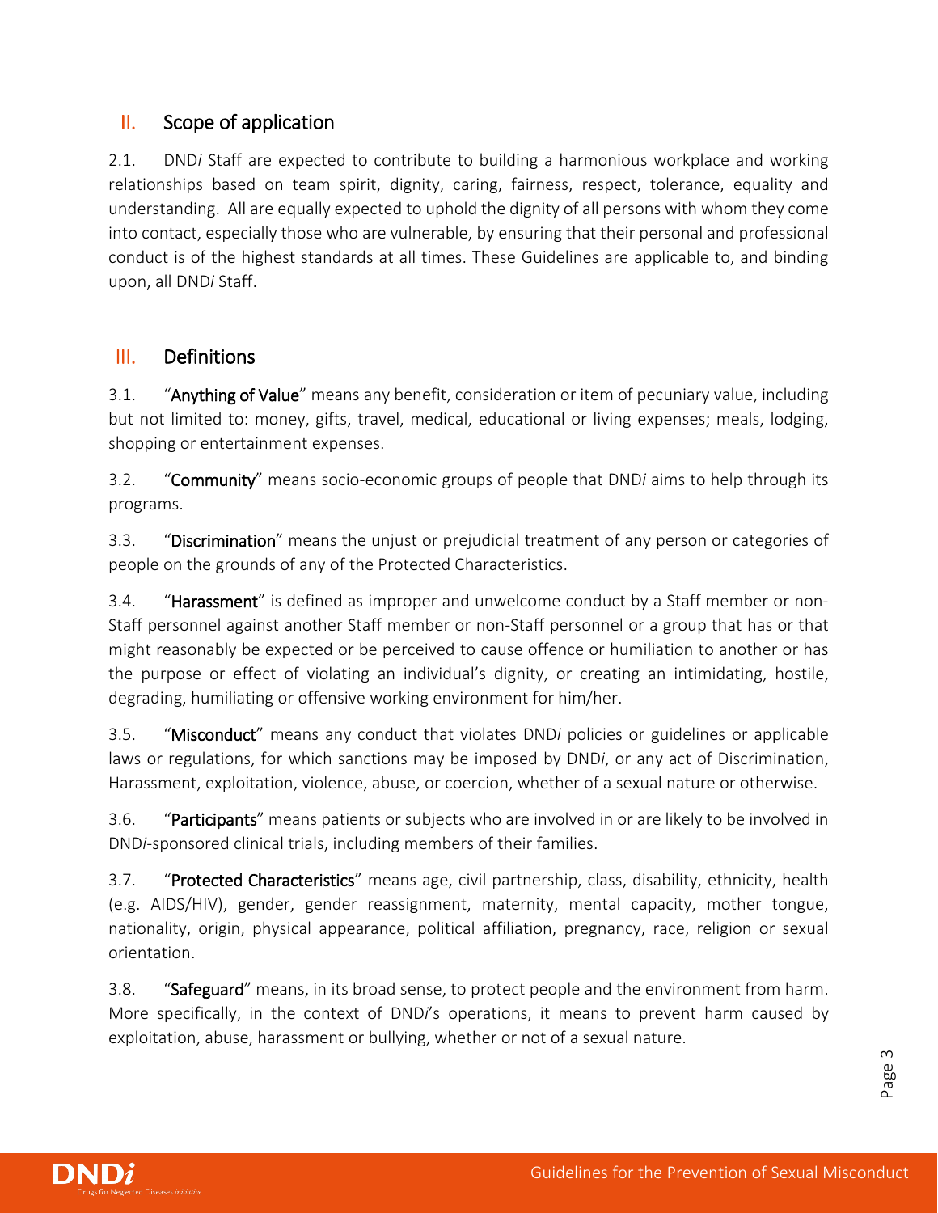## II. Scope of application

2.1. DND*i* Staff are expected to contribute to building a harmonious workplace and working relationships based on team spirit, dignity, caring, fairness, respect, tolerance, equality and understanding. All are equally expected to uphold the dignity of all persons with whom they come into contact, especially those who are vulnerable, by ensuring that their personal and professional conduct is of the highest standards at all times. These Guidelines are applicable to, and binding upon, all DND*i* Staff.

## III. Definitions

3.1. "**Anything of Value**" means any benefit, consideration or item of pecuniary value, including but not limited to: money, gifts, travel, medical, educational or living expenses; meals, lodging, shopping or entertainment expenses.

3.2. "**Community**" means socio-economic groups of people that DND*i* aims to help through its programs.

3.3. "**Discrimination**" means the unjust or prejudicial treatment of any person or categories of people on the grounds of any of the Protected Characteristics.

3.4. "**Harassment**" is defined as improper and unwelcome conduct by a Staff member or non-Staff personnel against another Staff member or non-Staff personnel or a group that has or that might reasonably be expected or be perceived to cause offence or humiliation to another or has the purpose or effect of violating an individual's dignity, or creating an intimidating, hostile, degrading, humiliating or offensive working environment for him/her.

3.5. "**Misconduct**" means any conduct that violates DND*i* policies or guidelines or applicable laws or regulations, for which sanctions may be imposed by DND*i*, or any act of Discrimination, Harassment, exploitation, violence, abuse, or coercion, whether of a sexual nature or otherwise.

3.6. "**Participants**" means patients or subjects who are involved in or are likely to be involved in DND*i*-sponsored clinical trials, including members of their families.

3.7. "**Protected Characteristics**" means age, civil partnership, class, disability, ethnicity, health (e.g. AIDS/HIV), gender, gender reassignment, maternity, mental capacity, mother tongue, nationality, origin, physical appearance, political affiliation, pregnancy, race, religion or sexual orientation.

3.8. "**Safeguard**" means, in its broad sense, to protect people and the environment from harm. More specifically, in the context of DND*i*'s operations, it means to prevent harm caused by exploitation, abuse, harassment or bullying, whether or not of a sexual nature.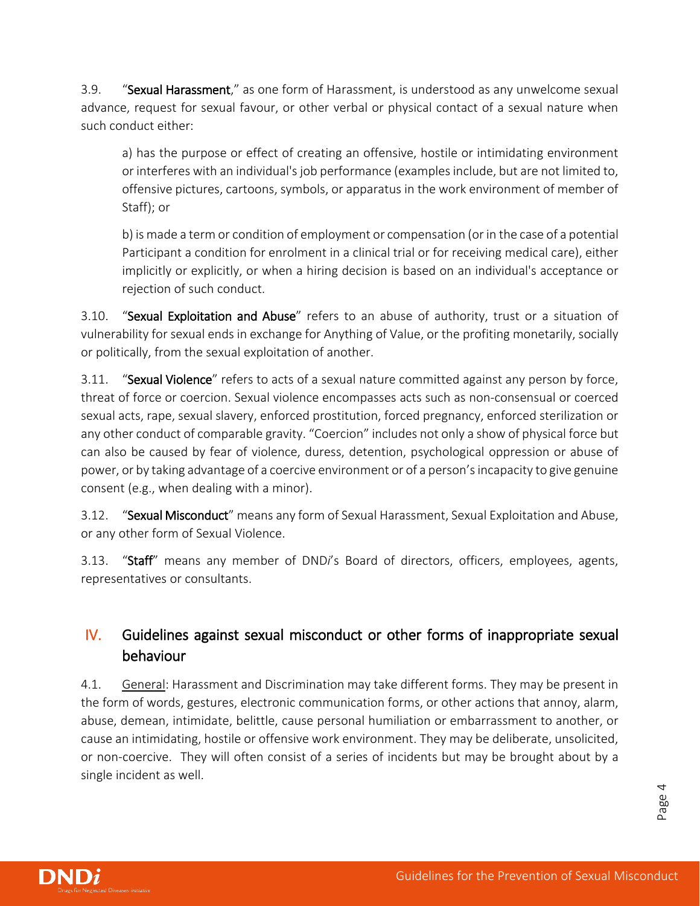3.9. "**Sexual Harassment**," as one form of Harassment, is understood as any unwelcome sexual advance, request for sexual favour, or other verbal or physical contact of a sexual nature when such conduct either:

a) has the purpose or effect of creating an offensive, hostile or intimidating environment or interferes with an individual's job performance (examples include, but are not limited to, offensive pictures, cartoons, symbols, or apparatus in the work environment of member of Staff); or

b) is made a term or condition of employment or compensation (or in the case of a potential Participant a condition for enrolment in a clinical trial or for receiving medical care), either implicitly or explicitly, or when a hiring decision is based on an individual's acceptance or rejection of such conduct.

3.10. "**Sexual Exploitation and Abuse**" refers to an abuse of authority, trust or a situation of vulnerability for sexual ends in exchange for Anything of Value, or the profiting monetarily, socially or politically, from the sexual exploitation of another.

3.11. "**Sexual Violence**" refers to acts of a sexual nature committed against any person by force, threat of force or coercion. Sexual violence encompasses acts such as non-consensual or coerced sexual acts, rape, sexual slavery, enforced prostitution, forced pregnancy, enforced sterilization or any other conduct of comparable gravity. "Coercion" includes not only a show of physical force but can also be caused by fear of violence, duress, detention, psychological oppression or abuse of power, or by taking advantage of a coercive environment or of a person's incapacity to give genuine consent (e.g., when dealing with a minor).

3.12. "**Sexual Misconduct**" means any form of Sexual Harassment, Sexual Exploitation and Abuse, or any other form of Sexual Violence.

3.13. "**Staff**" means any member of DND*i*'s Board of directors, officers, employees, agents, representatives or consultants.

## IV. Guidelines against sexual misconduct or other forms of inappropriate sexual behaviour

4.1. General: Harassment and Discrimination may take different forms. They may be present in the form of words, gestures, electronic communication forms, or other actions that annoy, alarm, abuse, demean, intimidate, belittle, cause personal humiliation or embarrassment to another, or cause an intimidating, hostile or offensive work environment. They may be deliberate, unsolicited, or non-coercive. They will often consist of a series of incidents but may be brought about by a single incident as well.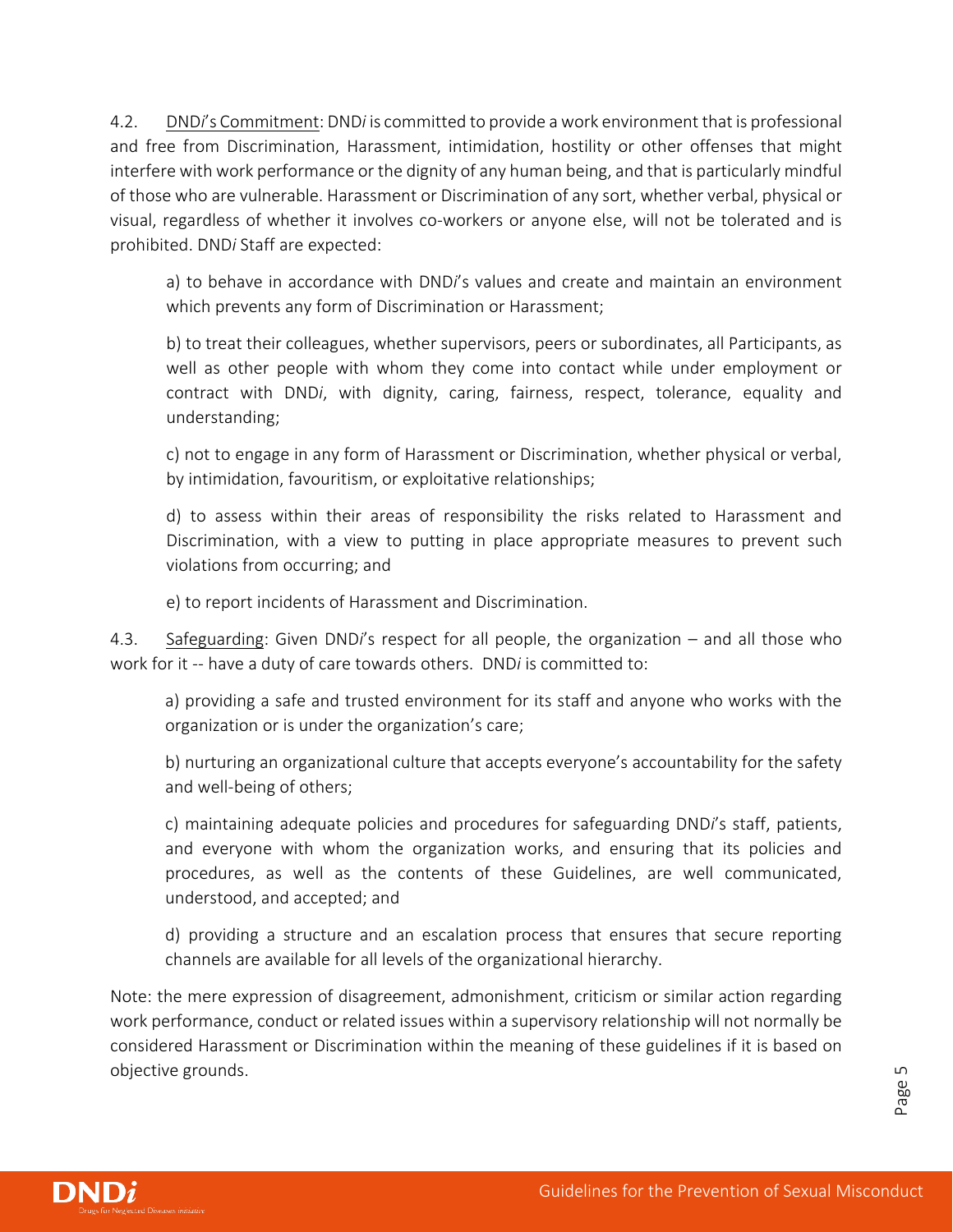4.2. <u>DND*i*'s Commitment</u>: DND*i* is committed to provide a work environment that is professional and free from Discrimination, Harassment, intimidation, hostility or other offenses that might interfere with work performance or the dignity of any human being, and that is particularly mindful of those who are vulnerable. Harassment or Discrimination of any sort, whether verbal, physical or visual, regardless of whether it involves co-workers or anyone else, will not be tolerated and is prohibited. DND*i* Staff are expected:

a) to behave in accordance with DND*i*'s values and create and maintain an environment which prevents any form of Discrimination or Harassment;

b) to treat their colleagues, whether supervisors, peers or subordinates, all Participants, as well as other people with whom they come into contact while under employment or contract with DND*i*, with dignity, caring, fairness, respect, tolerance, equality and understanding;

c) not to engage in any form of Harassment or Discrimination, whether physical or verbal, by intimidation, favouritism, or exploitative relationships;

d) to assess within their areas of responsibility the risks related to Harassment and Discrimination, with a view to putting in place appropriate measures to prevent such violations from occurring; and

e) to report incidents of Harassment and Discrimination.

4.3. <u>Safeguarding</u>: Given DND*i*'s respect for all people, the organization – and all those who work for it -- have a duty of care towards others. DND*i* is committed to:

a) providing a safe and trusted environment for its staff and anyone who works with the organization or is under the organization's care;

b) nurturing an organizational culture that accepts everyone's accountability for the safety and well-being of others;

c) maintaining adequate policies and procedures for safeguarding DND*i*'s staff, patients, and everyone with whom the organization works, and ensuring that its policies and procedures, as well as the contents of these Guidelines, are well communicated, understood, and accepted; and

d) providing a structure and an escalation process that ensures that secure reporting channels are available for all levels of the organizational hierarchy.

Note: the mere expression of disagreement, admonishment, criticism or similar action regarding work performance, conduct or related issues within a supervisory relationship will not normally be considered Harassment or Discrimination within the meaning of these guidelines if it is based on objective grounds.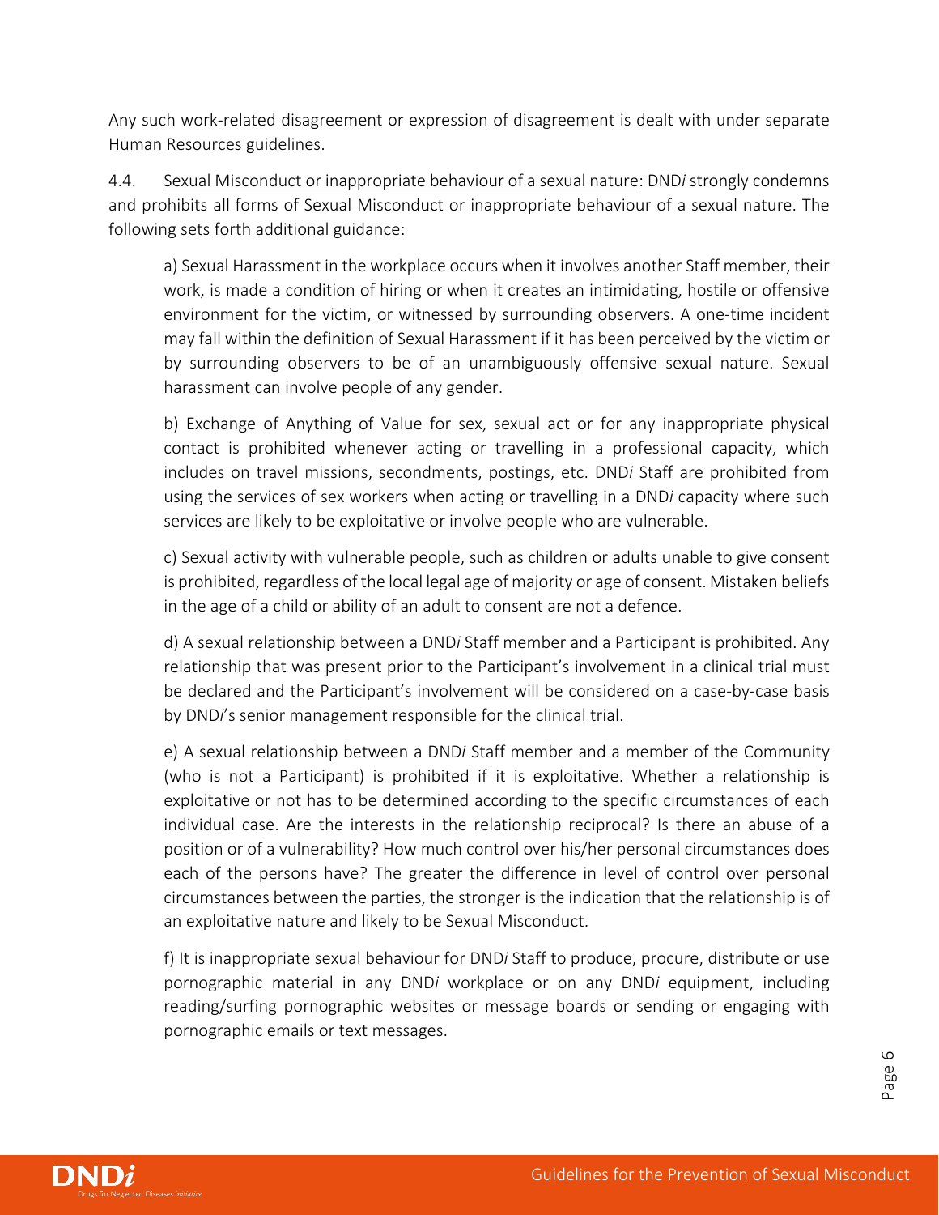Any such work-related disagreement or expression of disagreement is dealt with under separate Human Resources guidelines.

4.4. Sexual Misconduct or inappropriate behaviour of a sexual nature: DND*i* strongly condemns and prohibits all forms of Sexual Misconduct or inappropriate behaviour of a sexual nature. The following sets forth additional guidance:

a) Sexual Harassment in the workplace occurs when it involves another Staff member, their work, is made a condition of hiring or when it creates an intimidating, hostile or offensive environment for the victim, or witnessed by surrounding observers. A one-time incident may fall within the definition of Sexual Harassment if it has been perceived by the victim or by surrounding observers to be of an unambiguously offensive sexual nature. Sexual harassment can involve people of any gender.

b) Exchange of Anything of Value for sex, sexual act or for any inappropriate physical contact is prohibited whenever acting or travelling in a professional capacity, which includes on travel missions, secondments, postings, etc. DND*i* Staff are prohibited from using the services of sex workers when acting or travelling in a DND*i* capacity where such services are likely to be exploitative or involve people who are vulnerable.

c) Sexual activity with vulnerable people, such as children or adults unable to give consent is prohibited, regardless of the local legal age of majority or age of consent. Mistaken beliefs in the age of a child or ability of an adult to consent are not a defence.

d) A sexual relationship between a DND*i* Staff member and a Participant is prohibited. Any relationship that was present prior to the Participant's involvement in a clinical trial must be declared and the Participant's involvement will be considered on a case-by-case basis by DND*i*'s senior management responsible for the clinical trial.

e) A sexual relationship between a DND*i* Staff member and a member of the Community (who is not a Participant) is prohibited if it is exploitative. Whether a relationship is exploitative or not has to be determined according to the specific circumstances of each individual case. Are the interests in the relationship reciprocal? Is there an abuse of a position or of a vulnerability? How much control over his/her personal circumstances does each of the persons have? The greater the difference in level of control over personal circumstances between the parties, the stronger is the indication that the relationship is of an exploitative nature and likely to be Sexual Misconduct.

f) It is inappropriate sexual behaviour for DND*i* Staff to produce, procure, distribute or use pornographic material in any DND*i* workplace or on any DND*i* equipment, including reading/surfing pornographic websites or message boards or sending or engaging with pornographic emails or text messages.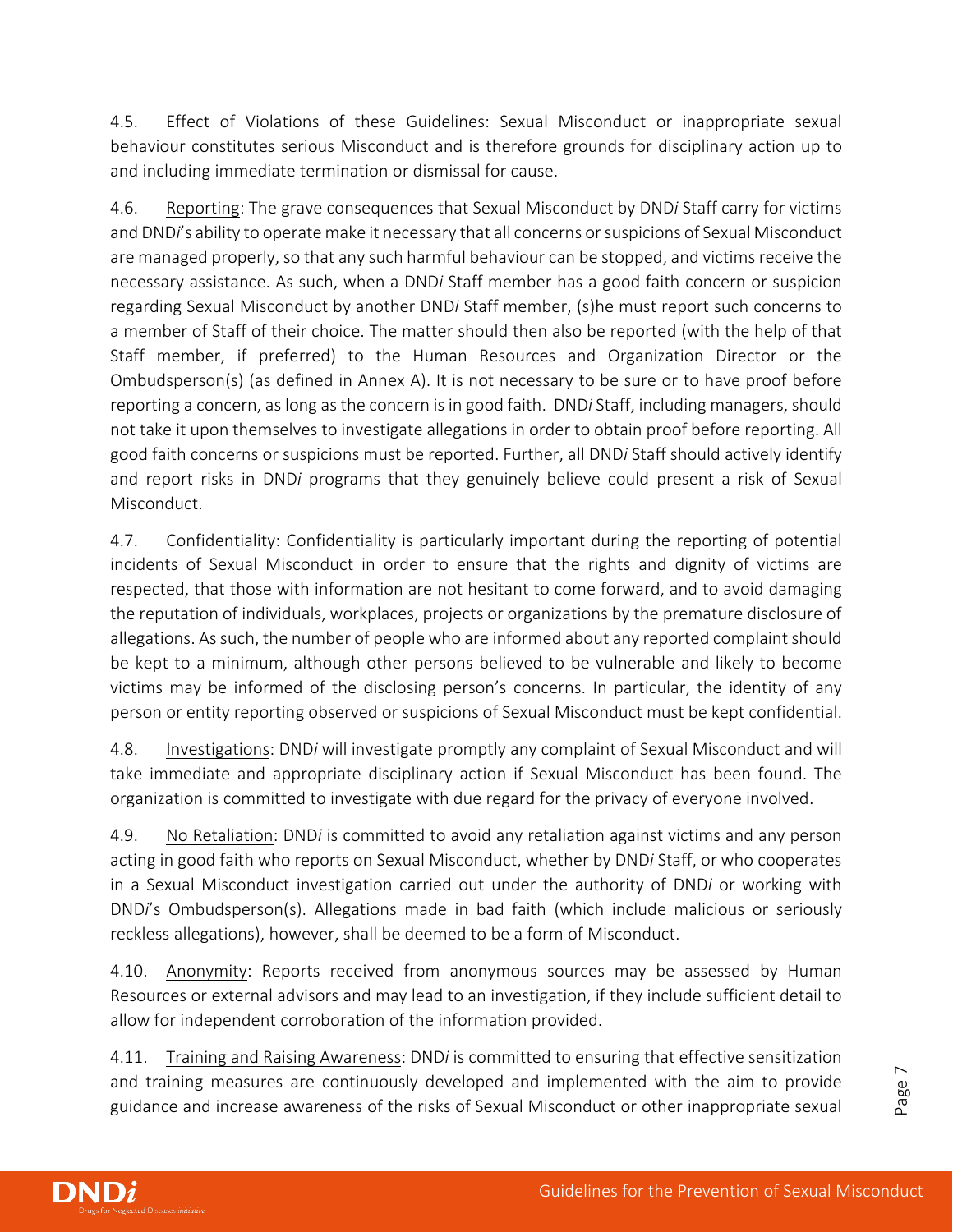4.5. <u>Effect of Violations of these Guidelines</u>: Sexual Misconduct or inappropriate sexual behaviour constitutes serious Misconduct and is therefore grounds for disciplinary action up to and including immediate termination or dismissal for cause.

4.6. <u>Reporting</u>: The grave consequences that Sexual Misconduct by DND*i* Staff carry for victims and DND*i*'s ability to operate make it necessary that all concerns or suspicions of Sexual Misconduct are managed properly, so that any such harmful behaviour can be stopped, and victims receive the necessary assistance. As such, when a DND*i* Staff member has a good faith concern or suspicion regarding Sexual Misconduct by another DND*i* Staff member, (s)he must report such concerns to a member of Staff of their choice. The matter should then also be reported (with the help of that Staff member, if preferred) to the Human Resources and Organization Director or the Ombudsperson(s) (as defined in Annex A). It is not necessary to be sure or to have proof before reporting a concern, as long as the concern is in good faith. DND*i* Staff, including managers, should not take it upon themselves to investigate allegations in order to obtain proof before reporting. All good faith concerns or suspicions must be reported. Further, all DND*i* Staff should actively identify and report risks in DND*i* programs that they genuinely believe could present a risk of Sexual Misconduct.

4.7. <u>Confidentiality</u>: Confidentiality is particularly important during the reporting of potential incidents of Sexual Misconduct in order to ensure that the rights and dignity of victims are respected, that those with information are not hesitant to come forward, and to avoid damaging the reputation of individuals, workplaces, projects or organizations by the premature disclosure of allegations. As such, the number of people who are informed about any reported complaint should be kept to a minimum, although other persons believed to be vulnerable and likely to become victims may be informed of the disclosing person's concerns. In particular, the identity of any person or entity reporting observed or suspicions of Sexual Misconduct must be kept confidential.

4.8. <u>Investigations</u>: DND*i* will investigate promptly any complaint of Sexual Misconduct and will take immediate and appropriate disciplinary action if Sexual Misconduct has been found. The organization is committed to investigate with due regard for the privacy of everyone involved.

4.9. <u>No Retaliation</u>: DND*i* is committed to avoid any retaliation against victims and any person acting in good faith who reports on Sexual Misconduct, whether by DND*i* Staff, or who cooperates in a Sexual Misconduct investigation carried out under the authority of DND*i* or working with DND*i*'s Ombudsperson(s). Allegations made in bad faith (which include malicious or seriously reckless allegations), however, shall be deemed to be a form of Misconduct.

4.10. <u>Anonymity</u>: Reports received from anonymous sources may be assessed by Human Resources or external advisors and may lead to an investigation, if they include sufficient detail to allow for independent corroboration of the information provided.

4.11. <u>Training and Raising Awareness</u>: DND*i* is committed to ensuring that effective sensitization and training measures are continuously developed and implemented with the aim to provide guidance and increase awareness of the risks of Sexual Misconduct or other inappropriate sexual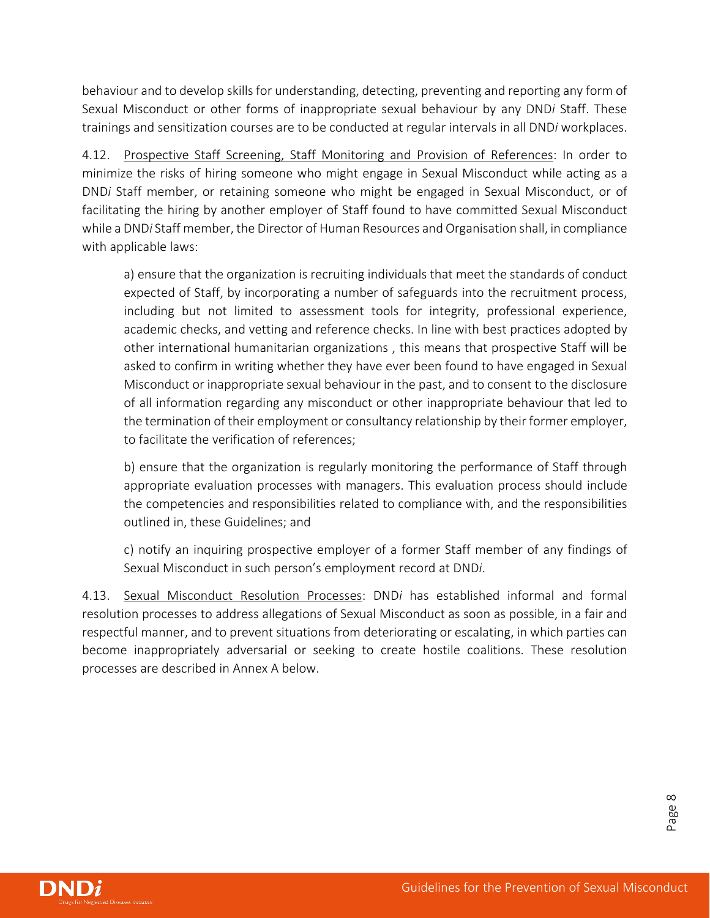behaviour and to develop skills for understanding, detecting, preventing and reporting any form of Sexual Misconduct or other forms of inappropriate sexual behaviour by any DND*i* Staff. These trainings and sensitization courses are to be conducted at regular intervals in all DND*i* workplaces.

4.12. Prospective Staff Screening, Staff Monitoring and Provision of References: In order to minimize the risks of hiring someone who might engage in Sexual Misconduct while acting as a DND*i* Staff member, or retaining someone who might be engaged in Sexual Misconduct, or of facilitating the hiring by another employer of Staff found to have committed Sexual Misconduct while a DND*i* Staff member, the Director of Human Resources and Organisation shall, in compliance with applicable laws:

> a) ensure that the organization is recruiting individuals that meet the standards of conduct expected of Staff, by incorporating a number of safeguards into the recruitment process, including but not limited to assessment tools for integrity, professional experience, academic checks, and vetting and reference checks. In line with best practices adopted by other international humanitarian organizations , this means that prospective Staff will be asked to confirm in writing whether they have ever been found to have engaged in Sexual Misconduct or inappropriate sexual behaviour in the past, and to consent to the disclosure of all information regarding any misconduct or other inappropriate behaviour that led to the termination of their employment or consultancy relationship by their former employer, to facilitate the verification of references;
>
> b) ensure that the organization is regularly monitoring the performance of Staff through appropriate evaluation processes with managers. This evaluation process should include the competencies and responsibilities related to compliance with, and the responsibilities outlined in, these Guidelines; and
>
> c) notify an inquiring prospective employer of a former Staff member of any findings of Sexual Misconduct in such person's employment record at DND*i*.

4.13. Sexual Misconduct Resolution Processes: DND*i* has established informal and formal resolution processes to address allegations of Sexual Misconduct as soon as possible, in a fair and respectful manner, and to prevent situations from deteriorating or escalating, in which parties can become inappropriately adversarial or seeking to create hostile coalitions. These resolution processes are described in Annex A below.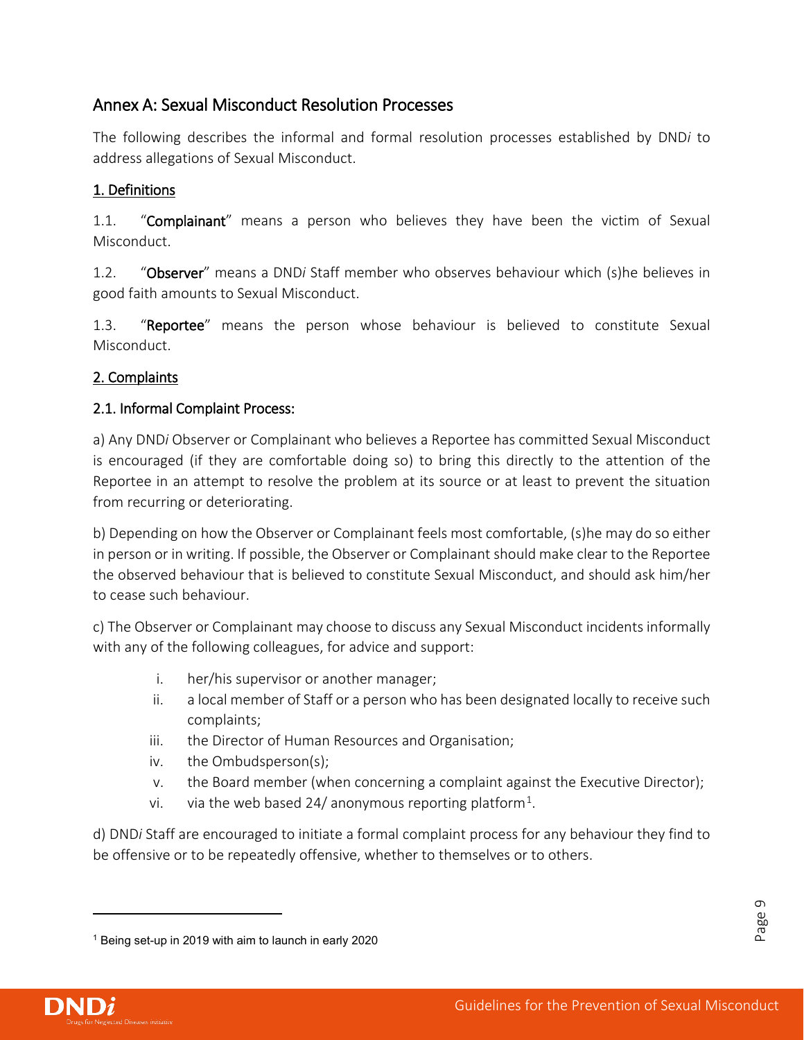## Annex A: Sexual Misconduct Resolution Processes

The following describes the informal and formal resolution processes established by DND*i* to address allegations of Sexual Misconduct.

### 1. Definitions

1.1. "**Complainant**" means a person who believes they have been the victim of Sexual Misconduct.

1.2. "**Observer**" means a DND*i* Staff member who observes behaviour which (s)he believes in good faith amounts to Sexual Misconduct.

1.3. "**Reportee**" means the person whose behaviour is believed to constitute Sexual Misconduct.

### 2. Complaints

#### 2.1. Informal Complaint Process:

a) Any DND*i* Observer or Complainant who believes a Reportee has committed Sexual Misconduct is encouraged (if they are comfortable doing so) to bring this directly to the attention of the Reportee in an attempt to resolve the problem at its source or at least to prevent the situation from recurring or deteriorating.

b) Depending on how the Observer or Complainant feels most comfortable, (s)he may do so either in person or in writing. If possible, the Observer or Complainant should make clear to the Reportee the observed behaviour that is believed to constitute Sexual Misconduct, and should ask him/her to cease such behaviour.

c) The Observer or Complainant may choose to discuss any Sexual Misconduct incidents informally with any of the following colleagues, for advice and support:

i. her/his supervisor or another manager;
ii. a local member of Staff or a person who has been designated locally to receive such complaints;
iii. the Director of Human Resources and Organisation;
iv. the Ombudsperson(s);
v. the Board member (when concerning a complaint against the Executive Director);
vi. via the web based 24/ anonymous reporting platform[1].

d) DND*i* Staff are encouraged to initiate a formal complaint process for any behaviour they find to be offensive or to be repeatedly offensive, whether to themselves or to others.

---

[1] Being set-up in 2019 with aim to launch in early 2020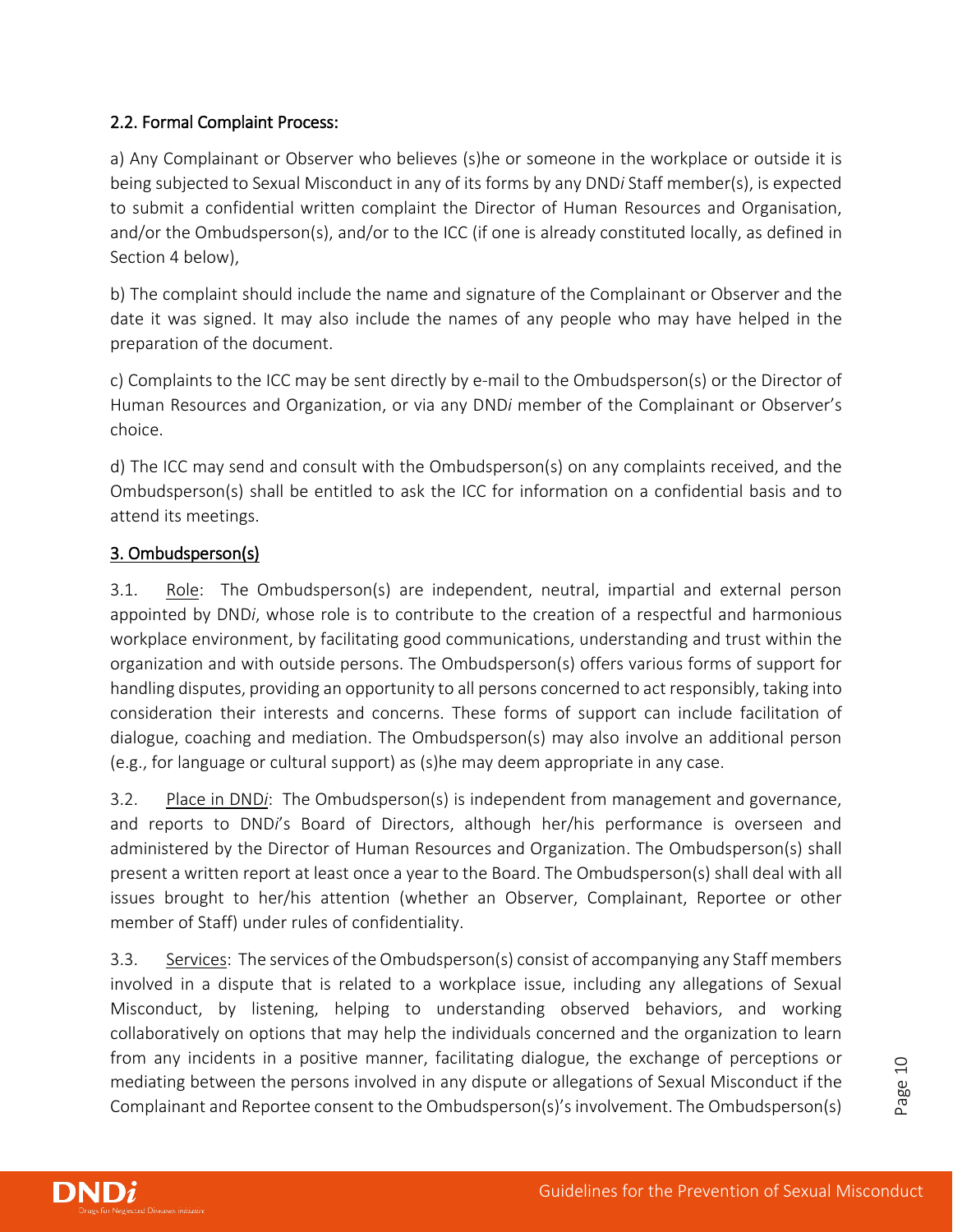### 2.2. Formal Complaint Process:

a) Any Complainant or Observer who believes (s)he or someone in the workplace or outside it is being subjected to Sexual Misconduct in any of its forms by any DND*i* Staff member(s), is expected to submit a confidential written complaint the Director of Human Resources and Organisation, and/or the Ombudsperson(s), and/or to the ICC (if one is already constituted locally, as defined in Section 4 below),

b) The complaint should include the name and signature of the Complainant or Observer and the date it was signed. It may also include the names of any people who may have helped in the preparation of the document.

c) Complaints to the ICC may be sent directly by e-mail to the Ombudsperson(s) or the Director of Human Resources and Organization, or via any DND*i* member of the Complainant or Observer's choice.

d) The ICC may send and consult with the Ombudsperson(s) on any complaints received, and the Ombudsperson(s) shall be entitled to ask the ICC for information on a confidential basis and to attend its meetings.

## 3. Ombudsperson(s)

3.1. Role: The Ombudsperson(s) are independent, neutral, impartial and external person appointed by DND*i*, whose role is to contribute to the creation of a respectful and harmonious workplace environment, by facilitating good communications, understanding and trust within the organization and with outside persons. The Ombudsperson(s) offers various forms of support for handling disputes, providing an opportunity to all persons concerned to act responsibly, taking into consideration their interests and concerns. These forms of support can include facilitation of dialogue, coaching and mediation. The Ombudsperson(s) may also involve an additional person (e.g., for language or cultural support) as (s)he may deem appropriate in any case.

3.2. Place in DND*i*: The Ombudsperson(s) is independent from management and governance, and reports to DND*i*'s Board of Directors, although her/his performance is overseen and administered by the Director of Human Resources and Organization. The Ombudsperson(s) shall present a written report at least once a year to the Board. The Ombudsperson(s) shall deal with all issues brought to her/his attention (whether an Observer, Complainant, Reportee or other member of Staff) under rules of confidentiality.

3.3. Services: The services of the Ombudsperson(s) consist of accompanying any Staff members involved in a dispute that is related to a workplace issue, including any allegations of Sexual Misconduct, by listening, helping to understanding observed behaviors, and working collaboratively on options that may help the individuals concerned and the organization to learn from any incidents in a positive manner, facilitating dialogue, the exchange of perceptions or mediating between the persons involved in any dispute or allegations of Sexual Misconduct if the Complainant and Reportee consent to the Ombudsperson(s)'s involvement. The Ombudsperson(s)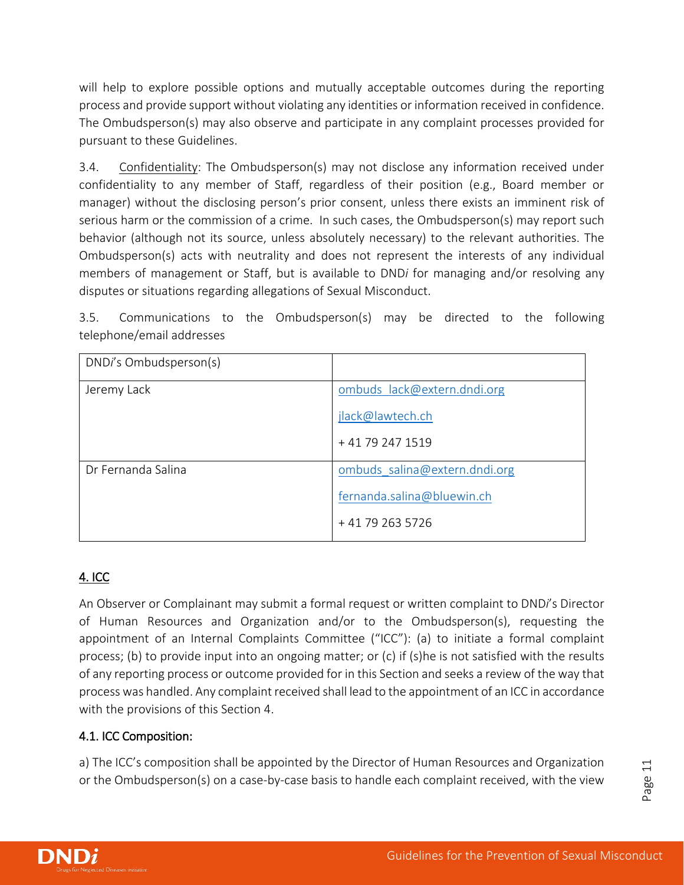will help to explore possible options and mutually acceptable outcomes during the reporting process and provide support without violating any identities or information received in confidence. The Ombudsperson(s) may also observe and participate in any complaint processes provided for pursuant to these Guidelines.

3.4. Confidentiality: The Ombudsperson(s) may not disclose any information received under confidentiality to any member of Staff, regardless of their position (e.g., Board member or manager) without the disclosing person's prior consent, unless there exists an imminent risk of serious harm or the commission of a crime. In such cases, the Ombudsperson(s) may report such behavior (although not its source, unless absolutely necessary) to the relevant authorities. The Ombudsperson(s) acts with neutrality and does not represent the interests of any individual members of management or Staff, but is available to DND*i* for managing and/or resolving any disputes or situations regarding allegations of Sexual Misconduct.

3.5. Communications to the Ombudsperson(s) may be directed to the following telephone/email addresses

| DND*i*'s Ombudsperson(s) | |
|---|---|
| Jeremy Lack | ombuds_lack@extern.dndi.org<br>jlack@lawtech.ch<br>+ 41 79 247 1519 |
| Dr Fernanda Salina | ombuds_salina@extern.dndi.org<br>fernanda.salina@bluewin.ch<br>+ 41 79 263 5726 |

## 4. ICC

An Observer or Complainant may submit a formal request or written complaint to DND*i*'s Director of Human Resources and Organization and/or to the Ombudsperson(s), requesting the appointment of an Internal Complaints Committee ("ICC"): (a) to initiate a formal complaint process; (b) to provide input into an ongoing matter; or (c) if (s)he is not satisfied with the results of any reporting process or outcome provided for in this Section and seeks a review of the way that process was handled. Any complaint received shall lead to the appointment of an ICC in accordance with the provisions of this Section 4.

### 4.1. ICC Composition:

a) The ICC's composition shall be appointed by the Director of Human Resources and Organization or the Ombudsperson(s) on a case-by-case basis to handle each complaint received, with the view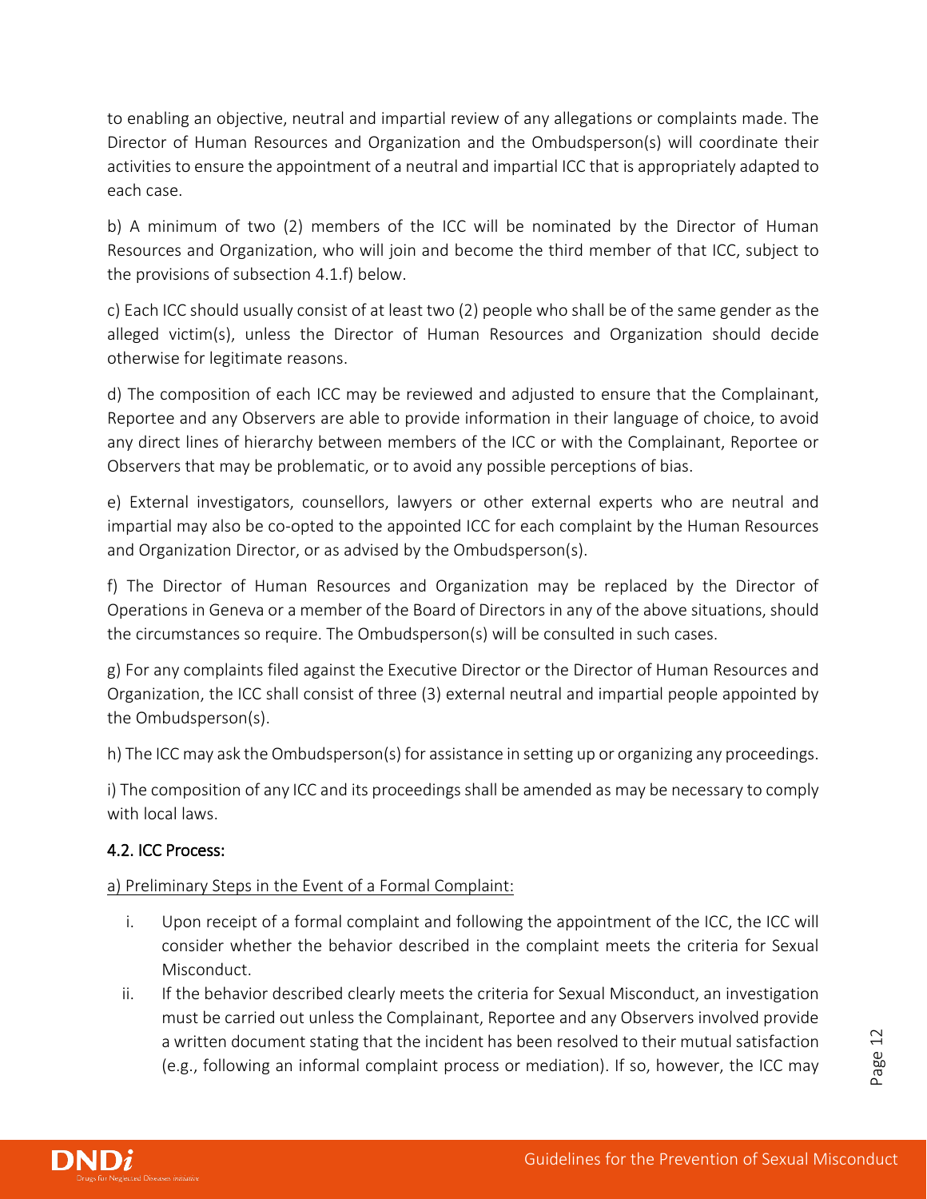to enabling an objective, neutral and impartial review of any allegations or complaints made. The Director of Human Resources and Organization and the Ombudsperson(s) will coordinate their activities to ensure the appointment of a neutral and impartial ICC that is appropriately adapted to each case.

b) A minimum of two (2) members of the ICC will be nominated by the Director of Human Resources and Organization, who will join and become the third member of that ICC, subject to the provisions of subsection 4.1.f) below.

c) Each ICC should usually consist of at least two (2) people who shall be of the same gender as the alleged victim(s), unless the Director of Human Resources and Organization should decide otherwise for legitimate reasons.

d) The composition of each ICC may be reviewed and adjusted to ensure that the Complainant, Reportee and any Observers are able to provide information in their language of choice, to avoid any direct lines of hierarchy between members of the ICC or with the Complainant, Reportee or Observers that may be problematic, or to avoid any possible perceptions of bias.

e) External investigators, counsellors, lawyers or other external experts who are neutral and impartial may also be co-opted to the appointed ICC for each complaint by the Human Resources and Organization Director, or as advised by the Ombudsperson(s).

f) The Director of Human Resources and Organization may be replaced by the Director of Operations in Geneva or a member of the Board of Directors in any of the above situations, should the circumstances so require. The Ombudsperson(s) will be consulted in such cases.

g) For any complaints filed against the Executive Director or the Director of Human Resources and Organization, the ICC shall consist of three (3) external neutral and impartial people appointed by the Ombudsperson(s).

h) The ICC may ask the Ombudsperson(s) for assistance in setting up or organizing any proceedings.

i) The composition of any ICC and its proceedings shall be amended as may be necessary to comply with local laws.

### 4.2. ICC Process:

a) Preliminary Steps in the Event of a Formal Complaint:

i. Upon receipt of a formal complaint and following the appointment of the ICC, the ICC will consider whether the behavior described in the complaint meets the criteria for Sexual Misconduct.

ii. If the behavior described clearly meets the criteria for Sexual Misconduct, an investigation must be carried out unless the Complainant, Reportee and any Observers involved provide a written document stating that the incident has been resolved to their mutual satisfaction (e.g., following an informal complaint process or mediation). If so, however, the ICC may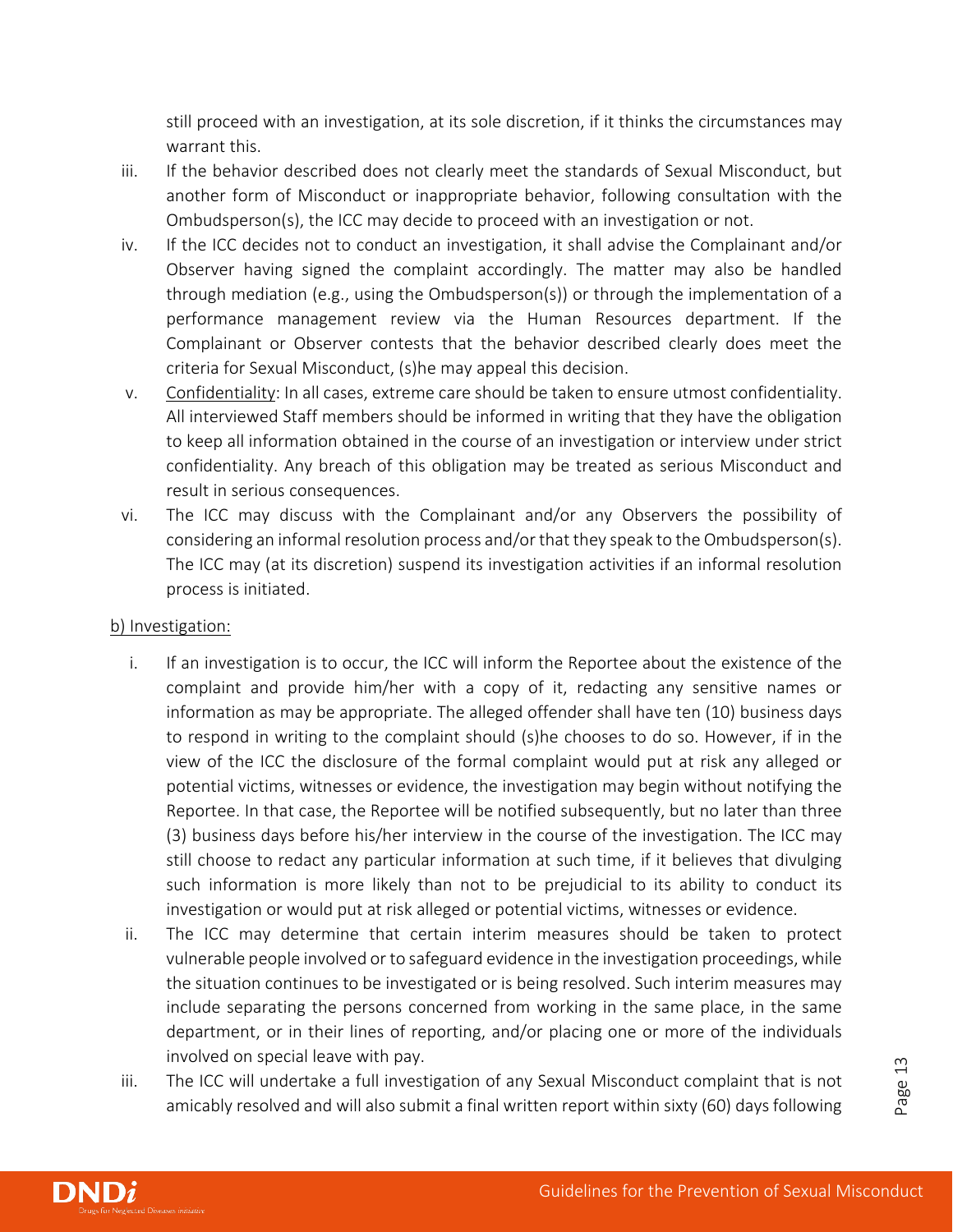still proceed with an investigation, at its sole discretion, if it thinks the circumstances may warrant this.

iii. If the behavior described does not clearly meet the standards of Sexual Misconduct, but another form of Misconduct or inappropriate behavior, following consultation with the Ombudsperson(s), the ICC may decide to proceed with an investigation or not.

iv. If the ICC decides not to conduct an investigation, it shall advise the Complainant and/or Observer having signed the complaint accordingly. The matter may also be handled through mediation (e.g., using the Ombudsperson(s)) or through the implementation of a performance management review via the Human Resources department. If the Complainant or Observer contests that the behavior described clearly does meet the criteria for Sexual Misconduct, (s)he may appeal this decision.

v. Confidentiality: In all cases, extreme care should be taken to ensure utmost confidentiality. All interviewed Staff members should be informed in writing that they have the obligation to keep all information obtained in the course of an investigation or interview under strict confidentiality. Any breach of this obligation may be treated as serious Misconduct and result in serious consequences.

vi. The ICC may discuss with the Complainant and/or any Observers the possibility of considering an informal resolution process and/or that they speak to the Ombudsperson(s). The ICC may (at its discretion) suspend its investigation activities if an informal resolution process is initiated.

b) Investigation:

i. If an investigation is to occur, the ICC will inform the Reportee about the existence of the complaint and provide him/her with a copy of it, redacting any sensitive names or information as may be appropriate. The alleged offender shall have ten (10) business days to respond in writing to the complaint should (s)he chooses to do so. However, if in the view of the ICC the disclosure of the formal complaint would put at risk any alleged or potential victims, witnesses or evidence, the investigation may begin without notifying the Reportee. In that case, the Reportee will be notified subsequently, but no later than three (3) business days before his/her interview in the course of the investigation. The ICC may still choose to redact any particular information at such time, if it believes that divulging such information is more likely than not to be prejudicial to its ability to conduct its investigation or would put at risk alleged or potential victims, witnesses or evidence.

ii. The ICC may determine that certain interim measures should be taken to protect vulnerable people involved or to safeguard evidence in the investigation proceedings, while the situation continues to be investigated or is being resolved. Such interim measures may include separating the persons concerned from working in the same place, in the same department, or in their lines of reporting, and/or placing one or more of the individuals involved on special leave with pay.

iii. The ICC will undertake a full investigation of any Sexual Misconduct complaint that is not amicably resolved and will also submit a final written report within sixty (60) days following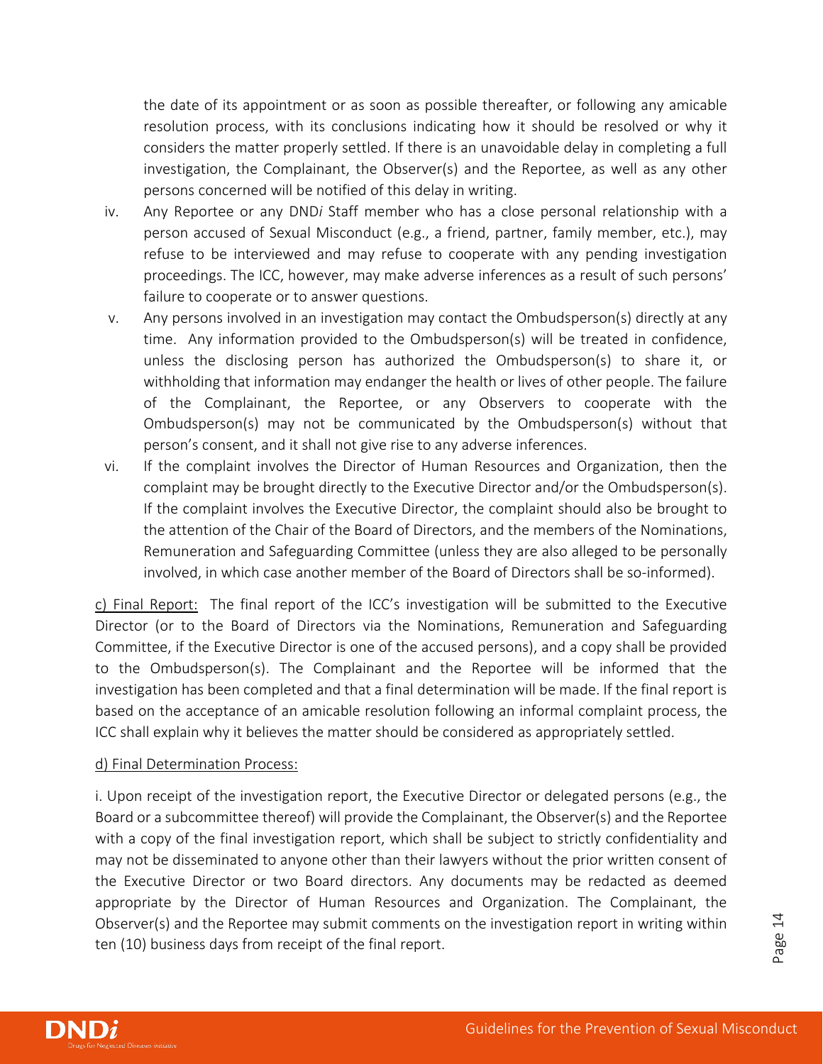the date of its appointment or as soon as possible thereafter, or following any amicable resolution process, with its conclusions indicating how it should be resolved or why it considers the matter properly settled. If there is an unavoidable delay in completing a full investigation, the Complainant, the Observer(s) and the Reportee, as well as any other persons concerned will be notified of this delay in writing.

iv. Any Reportee or any DND*i* Staff member who has a close personal relationship with a person accused of Sexual Misconduct (e.g., a friend, partner, family member, etc.), may refuse to be interviewed and may refuse to cooperate with any pending investigation proceedings. The ICC, however, may make adverse inferences as a result of such persons' failure to cooperate or to answer questions.

v. Any persons involved in an investigation may contact the Ombudsperson(s) directly at any time. Any information provided to the Ombudsperson(s) will be treated in confidence, unless the disclosing person has authorized the Ombudsperson(s) to share it, or withholding that information may endanger the health or lives of other people. The failure of the Complainant, the Reportee, or any Observers to cooperate with the Ombudsperson(s) may not be communicated by the Ombudsperson(s) without that person's consent, and it shall not give rise to any adverse inferences.

vi. If the complaint involves the Director of Human Resources and Organization, then the complaint may be brought directly to the Executive Director and/or the Ombudsperson(s). If the complaint involves the Executive Director, the complaint should also be brought to the attention of the Chair of the Board of Directors, and the members of the Nominations, Remuneration and Safeguarding Committee (unless they are also alleged to be personally involved, in which case another member of the Board of Directors shall be so-informed).

<u>c) Final Report:</u> The final report of the ICC's investigation will be submitted to the Executive Director (or to the Board of Directors via the Nominations, Remuneration and Safeguarding Committee, if the Executive Director is one of the accused persons), and a copy shall be provided to the Ombudsperson(s). The Complainant and the Reportee will be informed that the investigation has been completed and that a final determination will be made. If the final report is based on the acceptance of an amicable resolution following an informal complaint process, the ICC shall explain why it believes the matter should be considered as appropriately settled.

<u>d) Final Determination Process:</u>

i. Upon receipt of the investigation report, the Executive Director or delegated persons (e.g., the Board or a subcommittee thereof) will provide the Complainant, the Observer(s) and the Reportee with a copy of the final investigation report, which shall be subject to strictly confidentiality and may not be disseminated to anyone other than their lawyers without the prior written consent of the Executive Director or two Board directors. Any documents may be redacted as deemed appropriate by the Director of Human Resources and Organization. The Complainant, the Observer(s) and the Reportee may submit comments on the investigation report in writing within ten (10) business days from receipt of the final report.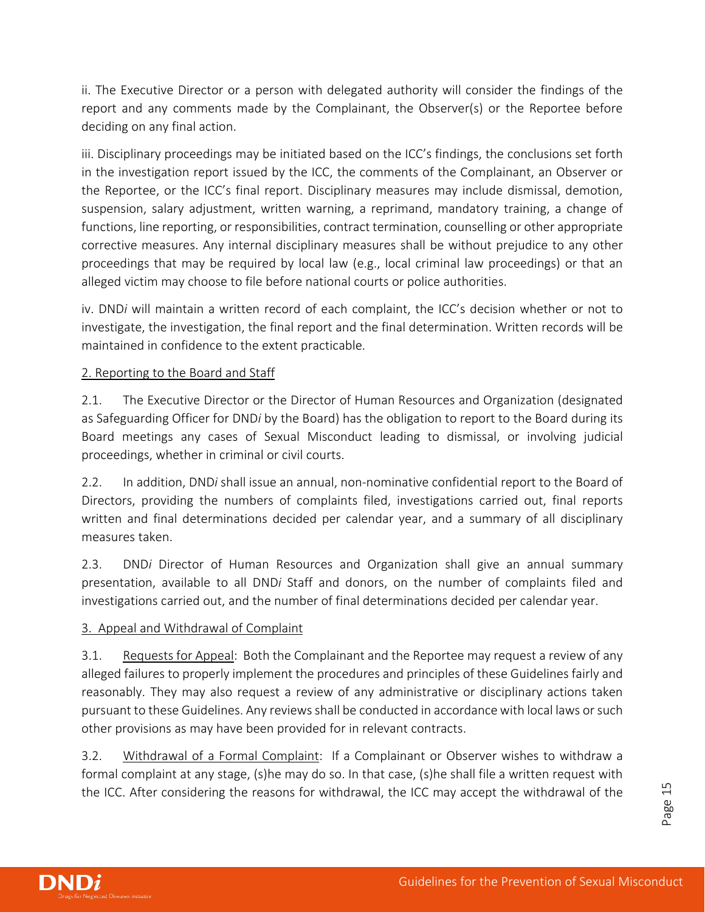ii. The Executive Director or a person with delegated authority will consider the findings of the report and any comments made by the Complainant, the Observer(s) or the Reportee before deciding on any final action.

iii. Disciplinary proceedings may be initiated based on the ICC's findings, the conclusions set forth in the investigation report issued by the ICC, the comments of the Complainant, an Observer or the Reportee, or the ICC's final report. Disciplinary measures may include dismissal, demotion, suspension, salary adjustment, written warning, a reprimand, mandatory training, a change of functions, line reporting, or responsibilities, contract termination, counselling or other appropriate corrective measures. Any internal disciplinary measures shall be without prejudice to any other proceedings that may be required by local law (e.g., local criminal law proceedings) or that an alleged victim may choose to file before national courts or police authorities.

iv. DND*i* will maintain a written record of each complaint, the ICC's decision whether or not to investigate, the investigation, the final report and the final determination. Written records will be maintained in confidence to the extent practicable.

<u>2. Reporting to the Board and Staff</u>

2.1. The Executive Director or the Director of Human Resources and Organization (designated as Safeguarding Officer for DND*i* by the Board) has the obligation to report to the Board during its Board meetings any cases of Sexual Misconduct leading to dismissal, or involving judicial proceedings, whether in criminal or civil courts.

2.2. In addition, DND*i* shall issue an annual, non-nominative confidential report to the Board of Directors, providing the numbers of complaints filed, investigations carried out, final reports written and final determinations decided per calendar year, and a summary of all disciplinary measures taken.

2.3. DND*i* Director of Human Resources and Organization shall give an annual summary presentation, available to all DND*i* Staff and donors, on the number of complaints filed and investigations carried out, and the number of final determinations decided per calendar year.

<u>3. Appeal and Withdrawal of Complaint</u>

3.1. <u>Requests for Appeal</u>: Both the Complainant and the Reportee may request a review of any alleged failures to properly implement the procedures and principles of these Guidelines fairly and reasonably. They may also request a review of any administrative or disciplinary actions taken pursuant to these Guidelines. Any reviews shall be conducted in accordance with local laws or such other provisions as may have been provided for in relevant contracts.

3.2. <u>Withdrawal of a Formal Complaint</u>: If a Complainant or Observer wishes to withdraw a formal complaint at any stage, (s)he may do so. In that case, (s)he shall file a written request with the ICC. After considering the reasons for withdrawal, the ICC may accept the withdrawal of the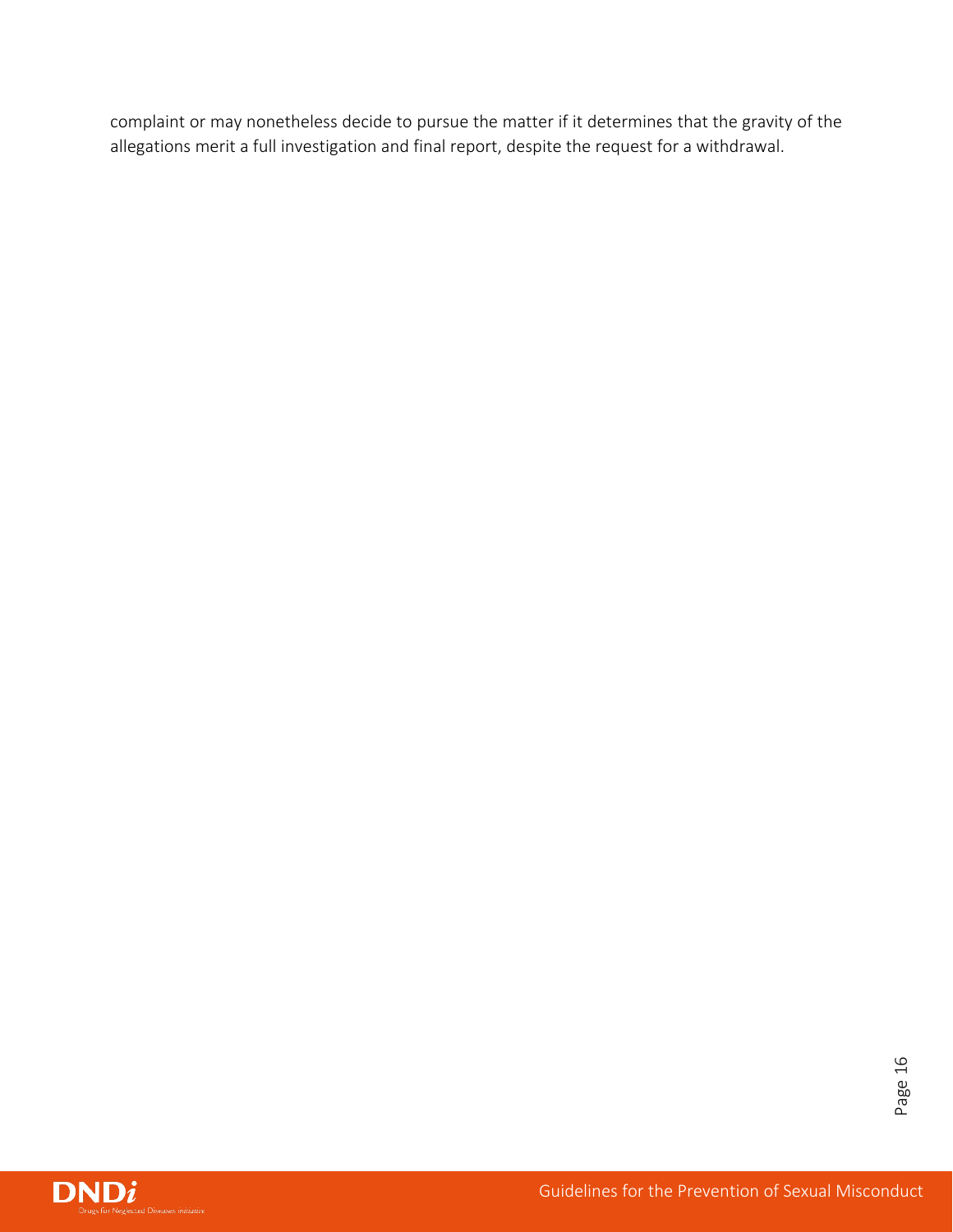complaint or may nonetheless decide to pursue the matter if it determines that the gravity of the allegations merit a full investigation and final report, despite the request for a withdrawal.